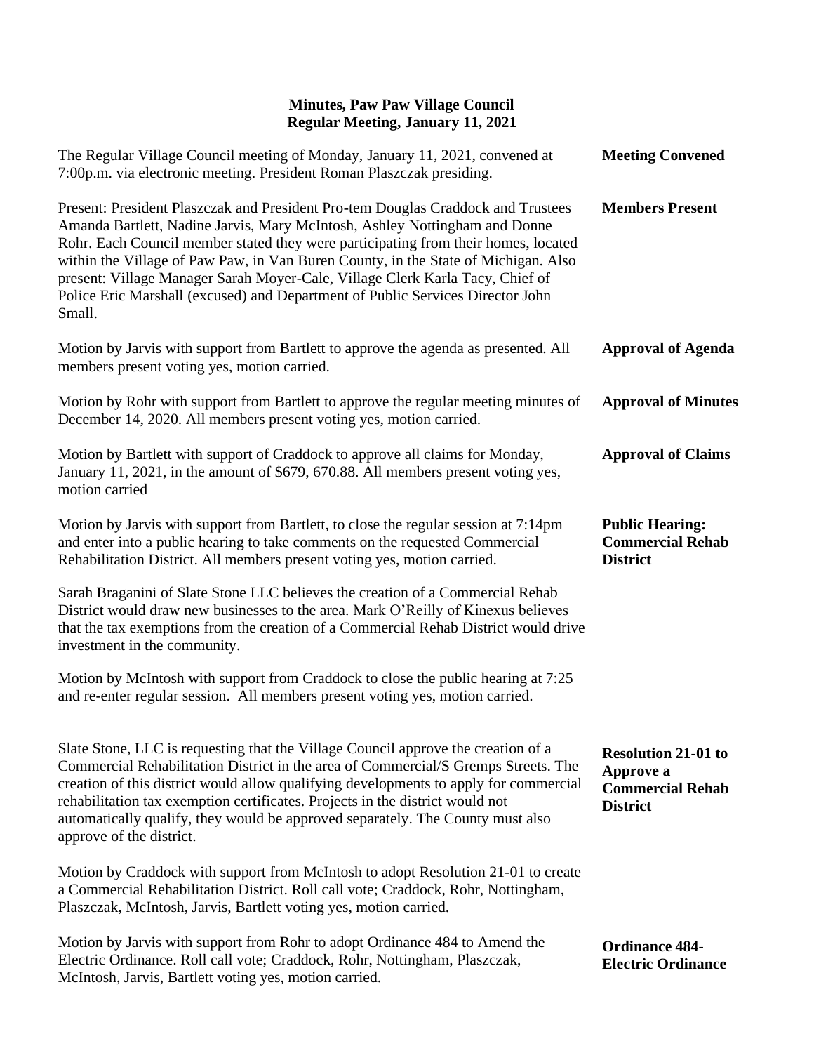# Minutes, Paw Paw Village Council
## Regular Meeting, January 11, 2021

**Meeting Convened**

The Regular Village Council meeting of Monday, January 11, 2021, convened at 7:00p.m. via electronic meeting. President Roman Plaszczak presiding.

**Members Present**

Present: President Plaszczak and President Pro-tem Douglas Craddock and Trustees Amanda Bartlett, Nadine Jarvis, Mary McIntosh, Ashley Nottingham and Donne Rohr. Each Council member stated they were participating from their homes, located within the Village of Paw Paw, in Van Buren County, in the State of Michigan. Also present: Village Manager Sarah Moyer-Cale, Village Clerk Karla Tacy, Chief of Police Eric Marshall (excused) and Department of Public Services Director John Small.

**Approval of Agenda**

Motion by Jarvis with support from Bartlett to approve the agenda as presented. All members present voting yes, motion carried.

**Approval of Minutes**

Motion by Rohr with support from Bartlett to approve the regular meeting minutes of December 14, 2020. All members present voting yes, motion carried.

**Approval of Claims**

Motion by Bartlett with support of Craddock to approve all claims for Monday, January 11, 2021, in the amount of $679, 670.88. All members present voting yes, motion carried

**Public Hearing: Commercial Rehab District**

Motion by Jarvis with support from Bartlett, to close the regular session at 7:14pm and enter into a public hearing to take comments on the requested Commercial Rehabilitation District. All members present voting yes, motion carried.

Sarah Braganini of Slate Stone LLC believes the creation of a Commercial Rehab District would draw new businesses to the area. Mark O'Reilly of Kinexus believes that the tax exemptions from the creation of a Commercial Rehab District would drive investment in the community.

Motion by McIntosh with support from Craddock to close the public hearing at 7:25 and re-enter regular session. All members present voting yes, motion carried.

**Resolution 21-01 to Approve a Commercial Rehab District**

Slate Stone, LLC is requesting that the Village Council approve the creation of a Commercial Rehabilitation District in the area of Commercial/S Gremps Streets. The creation of this district would allow qualifying developments to apply for commercial rehabilitation tax exemption certificates. Projects in the district would not automatically qualify, they would be approved separately. The County must also approve of the district.

Motion by Craddock with support from McIntosh to adopt Resolution 21-01 to create a Commercial Rehabilitation District. Roll call vote; Craddock, Rohr, Nottingham, Plaszczak, McIntosh, Jarvis, Bartlett voting yes, motion carried.

**Ordinance 484- Electric Ordinance**

Motion by Jarvis with support from Rohr to adopt Ordinance 484 to Amend the Electric Ordinance. Roll call vote; Craddock, Rohr, Nottingham, Plaszczak, McIntosh, Jarvis, Bartlett voting yes, motion carried.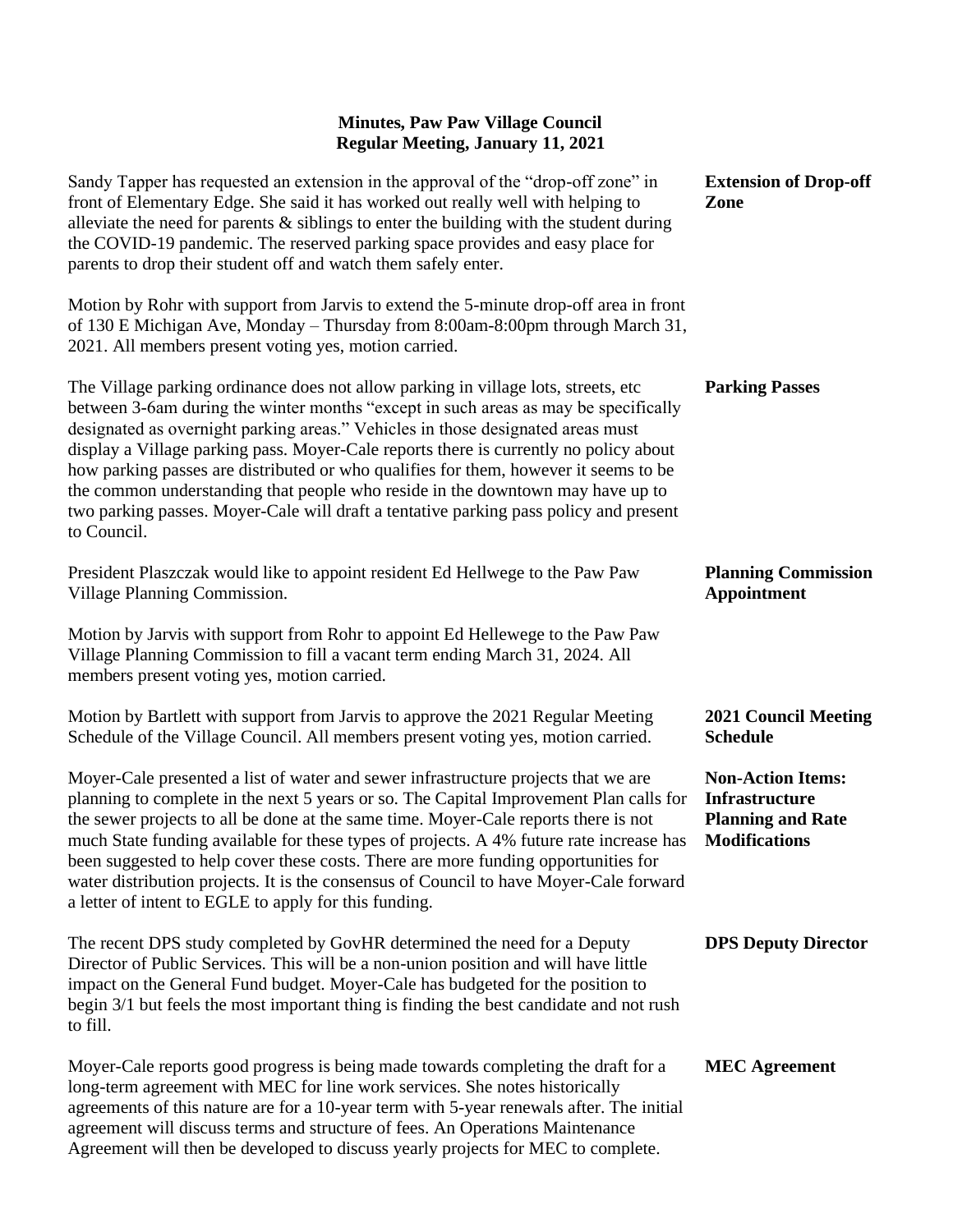# Minutes, Paw Paw Village Council
## Regular Meeting, January 11, 2021

**Extension of Drop-off Zone**

Sandy Tapper has requested an extension in the approval of the "drop-off zone" in front of Elementary Edge. She said it has worked out really well with helping to alleviate the need for parents & siblings to enter the building with the student during the COVID-19 pandemic. The reserved parking space provides and easy place for parents to drop their student off and watch them safely enter.

Motion by Rohr with support from Jarvis to extend the 5-minute drop-off area in front of 130 E Michigan Ave, Monday – Thursday from 8:00am-8:00pm through March 31, 2021. All members present voting yes, motion carried.

**Parking Passes**

The Village parking ordinance does not allow parking in village lots, streets, etc between 3-6am during the winter months "except in such areas as may be specifically designated as overnight parking areas." Vehicles in those designated areas must display a Village parking pass. Moyer-Cale reports there is currently no policy about how parking passes are distributed or who qualifies for them, however it seems to be the common understanding that people who reside in the downtown may have up to two parking passes. Moyer-Cale will draft a tentative parking pass policy and present to Council.

**Planning Commission Appointment**

President Plaszczak would like to appoint resident Ed Hellwege to the Paw Paw Village Planning Commission.

Motion by Jarvis with support from Rohr to appoint Ed Hellewege to the Paw Paw Village Planning Commission to fill a vacant term ending March 31, 2024. All members present voting yes, motion carried.

**2021 Council Meeting Schedule**

Motion by Bartlett with support from Jarvis to approve the 2021 Regular Meeting Schedule of the Village Council. All members present voting yes, motion carried.

**Non-Action Items: Infrastructure Planning and Rate Modifications**

Moyer-Cale presented a list of water and sewer infrastructure projects that we are planning to complete in the next 5 years or so. The Capital Improvement Plan calls for the sewer projects to all be done at the same time. Moyer-Cale reports there is not much State funding available for these types of projects. A 4% future rate increase has been suggested to help cover these costs. There are more funding opportunities for water distribution projects. It is the consensus of Council to have Moyer-Cale forward a letter of intent to EGLE to apply for this funding.

**DPS Deputy Director**

The recent DPS study completed by GovHR determined the need for a Deputy Director of Public Services. This will be a non-union position and will have little impact on the General Fund budget. Moyer-Cale has budgeted for the position to begin 3/1 but feels the most important thing is finding the best candidate and not rush to fill.

**MEC Agreement**

Moyer-Cale reports good progress is being made towards completing the draft for a long-term agreement with MEC for line work services. She notes historically agreements of this nature are for a 10-year term with 5-year renewals after. The initial agreement will discuss terms and structure of fees. An Operations Maintenance Agreement will then be developed to discuss yearly projects for MEC to complete.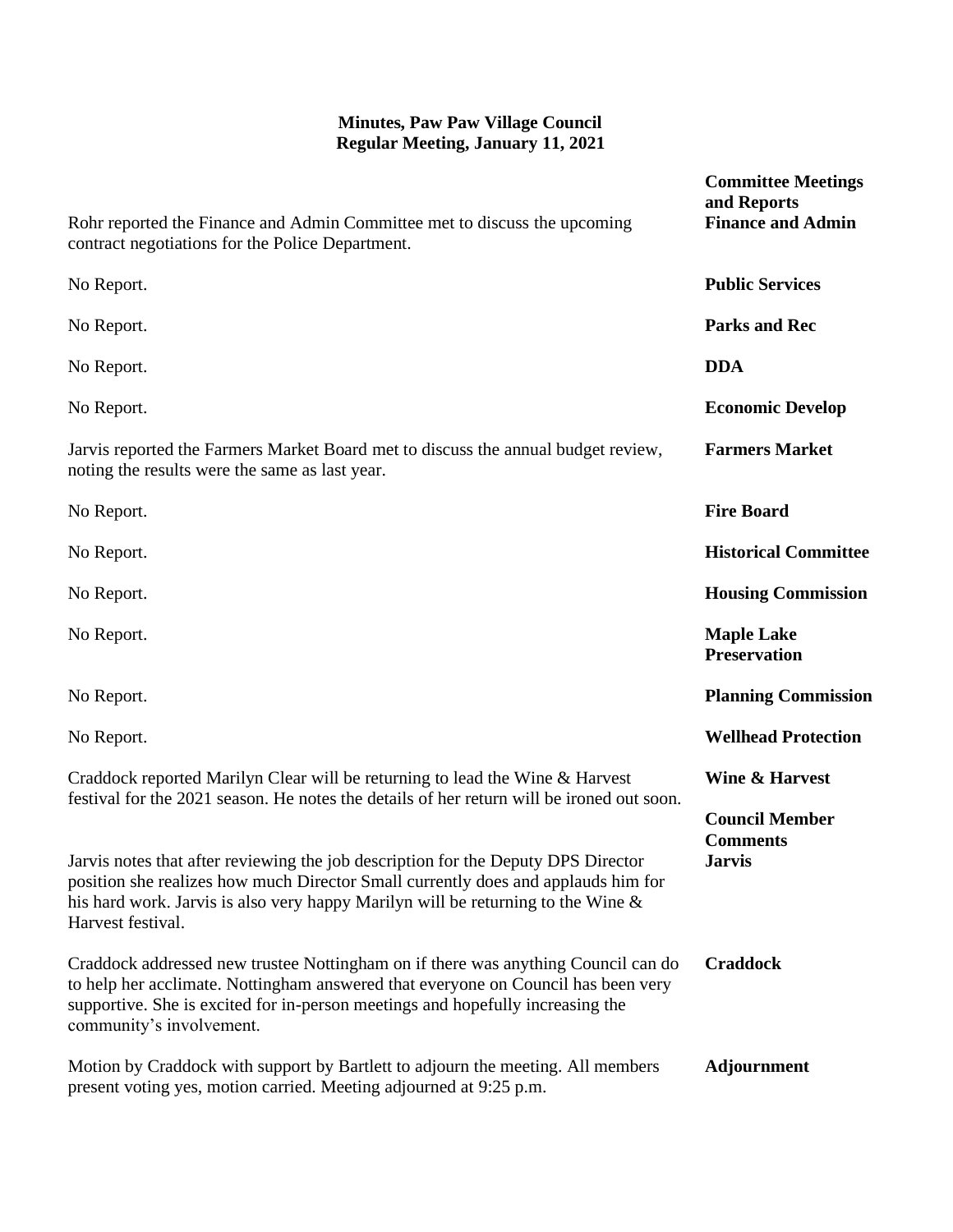**Minutes, Paw Paw Village Council**
**Regular Meeting, January 11, 2021**

**Committee Meetings and Reports**

**Finance and Admin**

Rohr reported the Finance and Admin Committee met to discuss the upcoming contract negotiations for the Police Department.

**Public Services**

No Report.

**Parks and Rec**

No Report.

**DDA**

No Report.

**Economic Develop**

No Report.

**Farmers Market**

Jarvis reported the Farmers Market Board met to discuss the annual budget review, noting the results were the same as last year.

**Fire Board**

No Report.

**Historical Committee**

No Report.

**Housing Commission**

No Report.

**Maple Lake Preservation**

No Report.

**Planning Commission**

No Report.

**Wellhead Protection**

No Report.

**Wine & Harvest**

Craddock reported Marilyn Clear will be returning to lead the Wine & Harvest festival for the 2021 season. He notes the details of her return will be ironed out soon.

**Council Member Comments**

**Jarvis**

Jarvis notes that after reviewing the job description for the Deputy DPS Director position she realizes how much Director Small currently does and applauds him for his hard work. Jarvis is also very happy Marilyn will be returning to the Wine & Harvest festival.

**Craddock**

Craddock addressed new trustee Nottingham on if there was anything Council can do to help her acclimate. Nottingham answered that everyone on Council has been very supportive. She is excited for in-person meetings and hopefully increasing the community's involvement.

**Adjournment**

Motion by Craddock with support by Bartlett to adjourn the meeting. All members present voting yes, motion carried. Meeting adjourned at 9:25 p.m.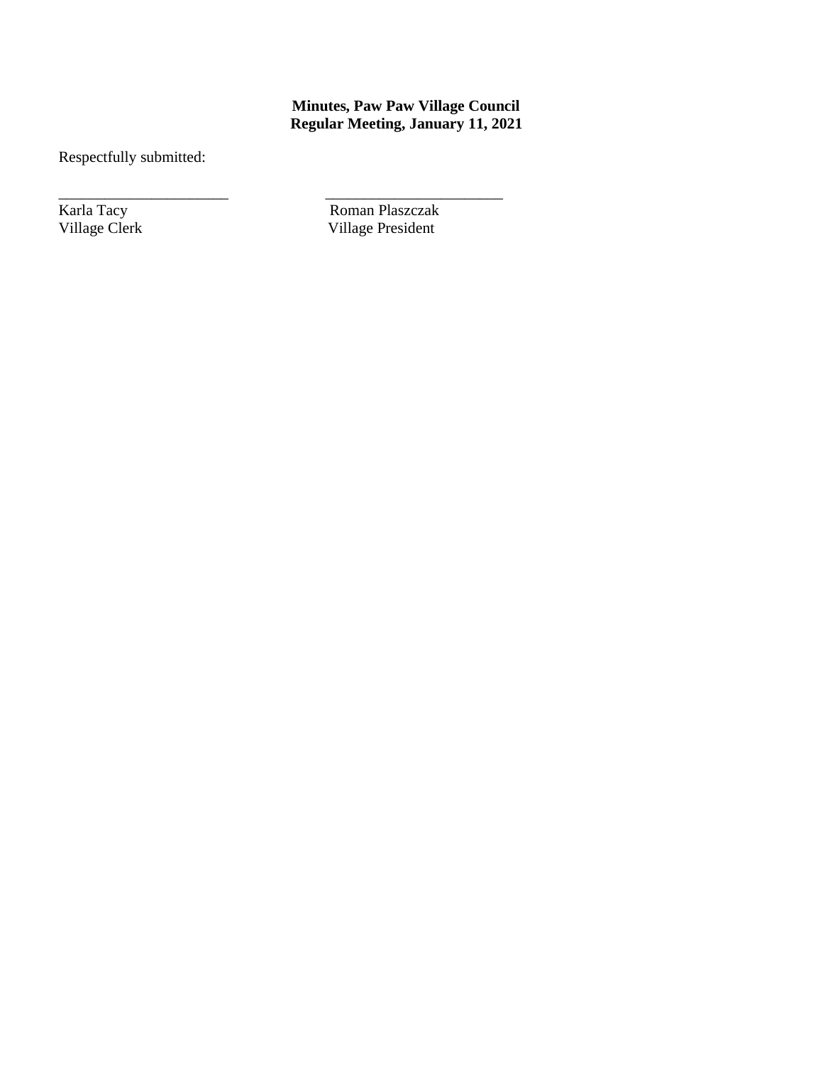**Minutes, Paw Paw Village Council**
**Regular Meeting, January 11, 2021**

Respectfully submitted:

| | |
|---|---|
| ______________________ | ______________________ |
| Karla Tacy | Roman Plaszczak |
| Village Clerk | Village President |